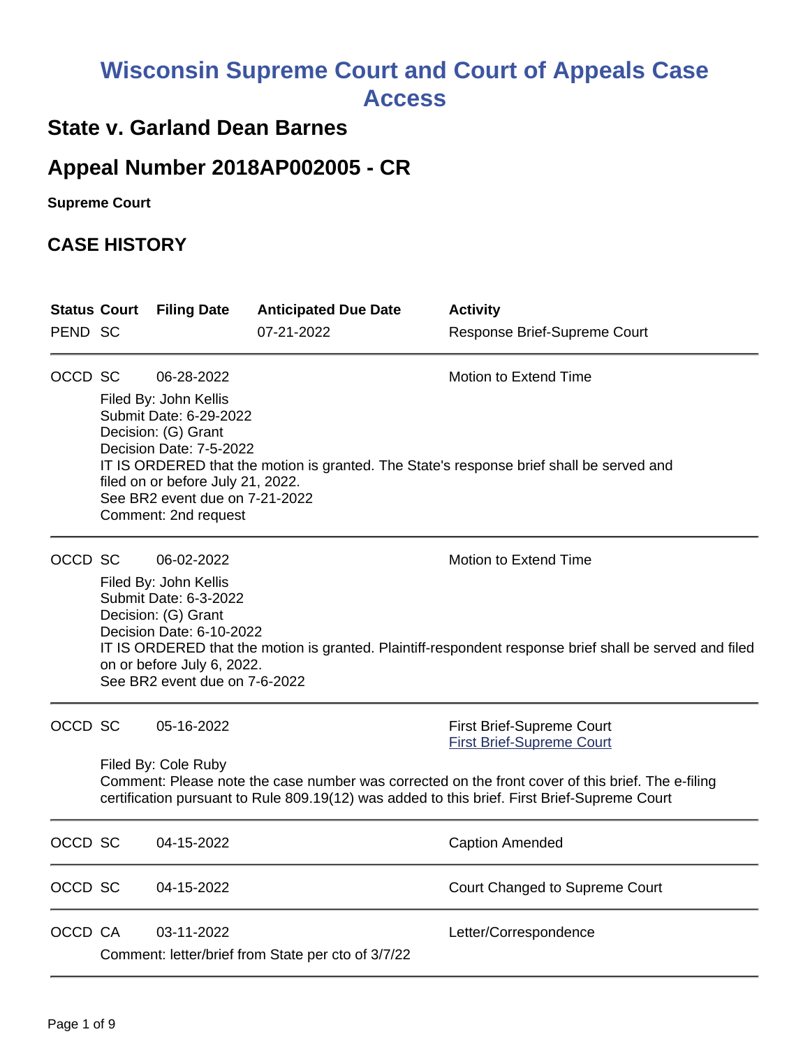# Wisconsin Supreme Court and Court of Appeals Case Access

## State v. Garland Dean Barnes

## Appeal Number 2018AP002005 - CR

**Supreme Court**

## CASE HISTORY

| Status | Court | Filing Date | Anticipated Due Date | Activity |
|---|---|---|---|---|
| PEND | SC | | 07-21-2022 | Response Brief-Supreme Court |

---

| Status | Court | Filing Date | Anticipated Due Date | Activity |
|---|---|---|---|---|
| OCCD | SC | 06-28-2022 | | Motion to Extend Time |

Filed By: John Kellis
Submit Date: 6-29-2022
Decision: (G) Grant
Decision Date: 7-5-2022
IT IS ORDERED that the motion is granted. The State's response brief shall be served and filed on or before July 21, 2022.
See BR2 event due on 7-21-2022
Comment: 2nd request

---

| Status | Court | Filing Date | Anticipated Due Date | Activity |
|---|---|---|---|---|
| OCCD | SC | 06-02-2022 | | Motion to Extend Time |

Filed By: John Kellis
Submit Date: 6-3-2022
Decision: (G) Grant
Decision Date: 6-10-2022
IT IS ORDERED that the motion is granted. Plaintiff-respondent response brief shall be served and filed on or before July 6, 2022.
See BR2 event due on 7-6-2022

---

| Status | Court | Filing Date | Anticipated Due Date | Activity |
|---|---|---|---|---|
| OCCD | SC | 05-16-2022 | | First Brief-Supreme Court<br>First Brief-Supreme Court |

Filed By: Cole Ruby
Comment: Please note the case number was corrected on the front cover of this brief. The e-filing certification pursuant to Rule 809.19(12) was added to this brief. First Brief-Supreme Court

---

| Status | Court | Filing Date | Anticipated Due Date | Activity |
|---|---|---|---|---|
| OCCD | SC | 04-15-2022 | | Caption Amended |

---

| Status | Court | Filing Date | Anticipated Due Date | Activity |
|---|---|---|---|---|
| OCCD | SC | 04-15-2022 | | Court Changed to Supreme Court |

---

| Status | Court | Filing Date | Anticipated Due Date | Activity |
|---|---|---|---|---|
| OCCD | CA | 03-11-2022 | | Letter/Correspondence |

Comment: letter/brief from State per cto of 3/7/22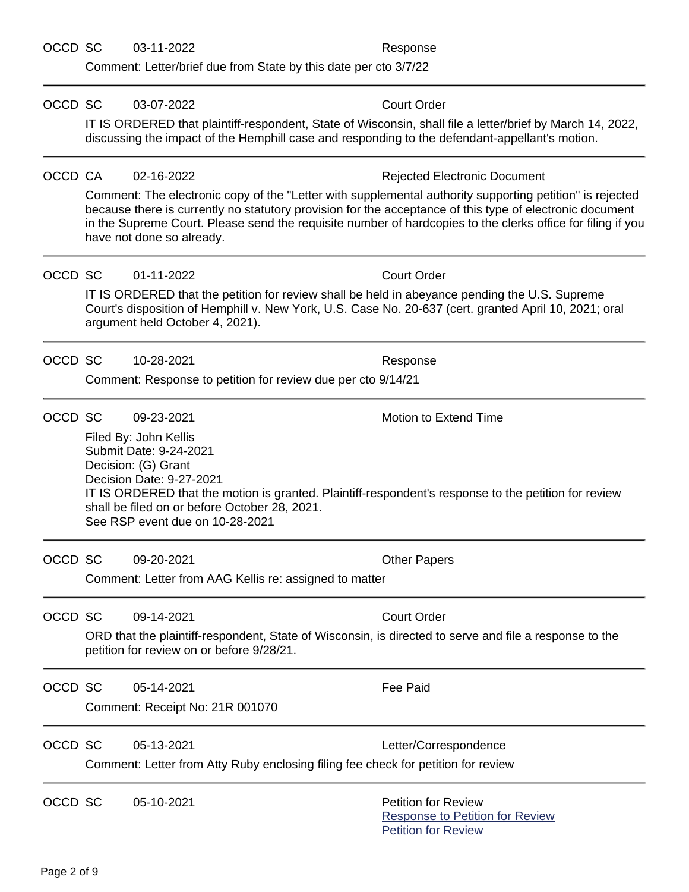OCCD SC 03-11-2022 Response

Comment: Letter/brief due from State by this date per cto 3/7/22

---

OCCD SC 03-07-2022 Court Order

IT IS ORDERED that plaintiff-respondent, State of Wisconsin, shall file a letter/brief by March 14, 2022, discussing the impact of the Hemphill case and responding to the defendant-appellant's motion.

---

OCCD CA 02-16-2022 Rejected Electronic Document

Comment: The electronic copy of the "Letter with supplemental authority supporting petition" is rejected because there is currently no statutory provision for the acceptance of this type of electronic document in the Supreme Court. Please send the requisite number of hardcopies to the clerks office for filing if you have not done so already.

---

OCCD SC 01-11-2022 Court Order

IT IS ORDERED that the petition for review shall be held in abeyance pending the U.S. Supreme Court's disposition of Hemphill v. New York, U.S. Case No. 20-637 (cert. granted April 10, 2021; oral argument held October 4, 2021).

---

OCCD SC 10-28-2021 Response

Comment: Response to petition for review due per cto 9/14/21

---

OCCD SC 09-23-2021 Motion to Extend Time

Filed By: John Kellis
Submit Date: 9-24-2021
Decision: (G) Grant
Decision Date: 9-27-2021
IT IS ORDERED that the motion is granted. Plaintiff-respondent's response to the petition for review shall be filed on or before October 28, 2021.
See RSP event due on 10-28-2021

---

OCCD SC 09-20-2021 Other Papers

Comment: Letter from AAG Kellis re: assigned to matter

---

OCCD SC 09-14-2021 Court Order

ORD that the plaintiff-respondent, State of Wisconsin, is directed to serve and file a response to the petition for review on or before 9/28/21.

---

OCCD SC 05-14-2021 Fee Paid

Comment: Receipt No: 21R 001070

---

OCCD SC 05-13-2021 Letter/Correspondence

Comment: Letter from Atty Ruby enclosing filing fee check for petition for review

---

OCCD SC 05-10-2021 Petition for Review

Response to Petition for Review
Petition for Review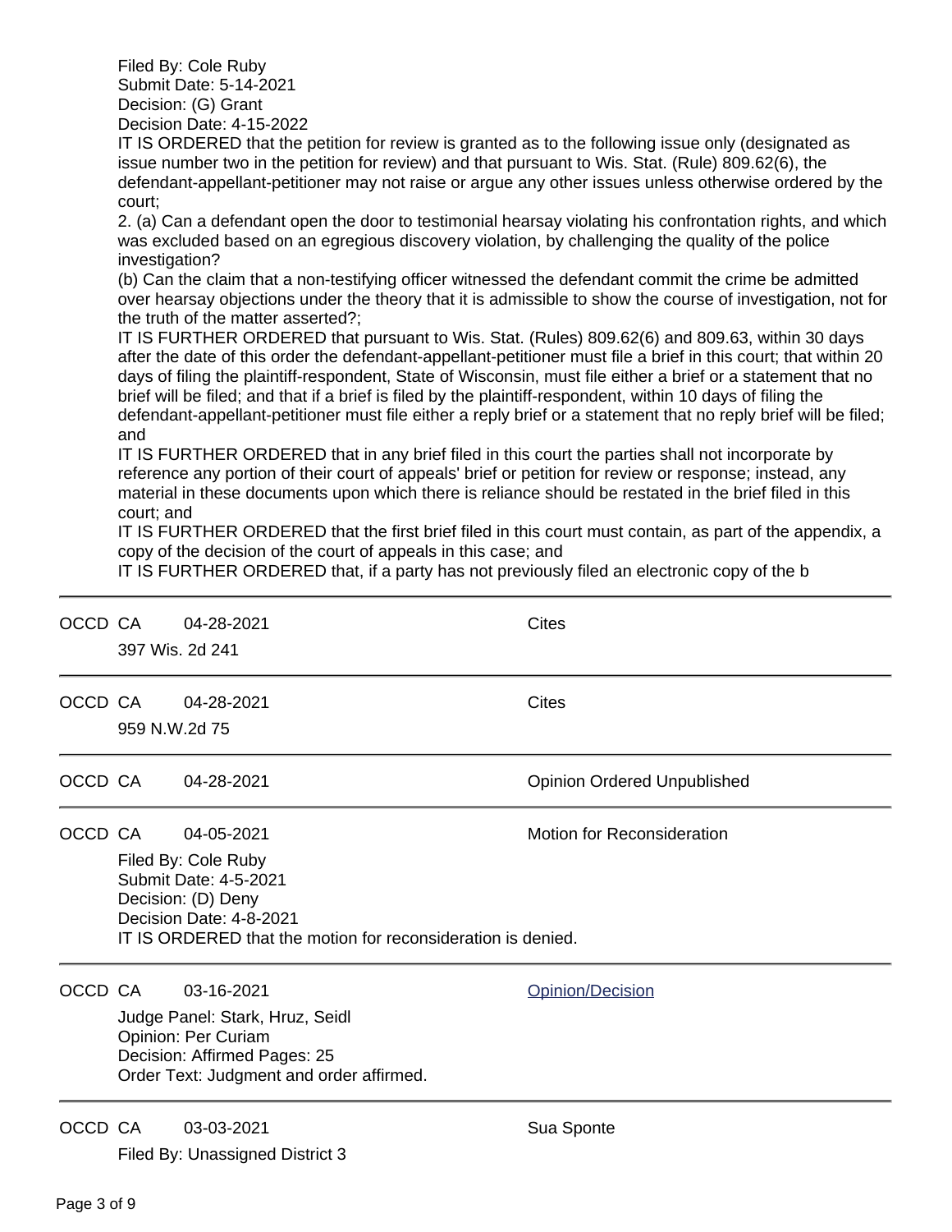Filed By: Cole Ruby
Submit Date: 5-14-2021
Decision: (G) Grant
Decision Date: 4-15-2022
IT IS ORDERED that the petition for review is granted as to the following issue only (designated as issue number two in the petition for review) and that pursuant to Wis. Stat. (Rule) 809.62(6), the defendant-appellant-petitioner may not raise or argue any other issues unless otherwise ordered by the court;
2. (a) Can a defendant open the door to testimonial hearsay violating his confrontation rights, and which was excluded based on an egregious discovery violation, by challenging the quality of the police investigation?
(b) Can the claim that a non-testifying officer witnessed the defendant commit the crime be admitted over hearsay objections under the theory that it is admissible to show the course of investigation, not for the truth of the matter asserted?;
IT IS FURTHER ORDERED that pursuant to Wis. Stat. (Rules) 809.62(6) and 809.63, within 30 days after the date of this order the defendant-appellant-petitioner must file a brief in this court; that within 20 days of filing the plaintiff-respondent, State of Wisconsin, must file either a brief or a statement that no brief will be filed; and that if a brief is filed by the plaintiff-respondent, within 10 days of filing the defendant-appellant-petitioner must file either a reply brief or a statement that no reply brief will be filed; and
IT IS FURTHER ORDERED that in any brief filed in this court the parties shall not incorporate by reference any portion of their court of appeals' brief or petition for review or response; instead, any material in these documents upon which there is reliance should be restated in the brief filed in this court; and
IT IS FURTHER ORDERED that the first brief filed in this court must contain, as part of the appendix, a copy of the decision of the court of appeals in this case; and
IT IS FURTHER ORDERED that, if a party has not previously filed an electronic copy of the b

---

OCCD CA 04-28-2021 Cites

397 Wis. 2d 241

---

OCCD CA 04-28-2021 Cites

959 N.W.2d 75

---

OCCD CA 04-28-2021 Opinion Ordered Unpublished

---

OCCD CA 04-05-2021 Motion for Reconsideration

Filed By: Cole Ruby
Submit Date: 4-5-2021
Decision: (D) Deny
Decision Date: 4-8-2021
IT IS ORDERED that the motion for reconsideration is denied.

---

OCCD CA 03-16-2021 Opinion/Decision

Judge Panel: Stark, Hruz, Seidl
Opinion: Per Curiam
Decision: Affirmed Pages: 25
Order Text: Judgment and order affirmed.

---

OCCD CA 03-03-2021 Sua Sponte

Filed By: Unassigned District 3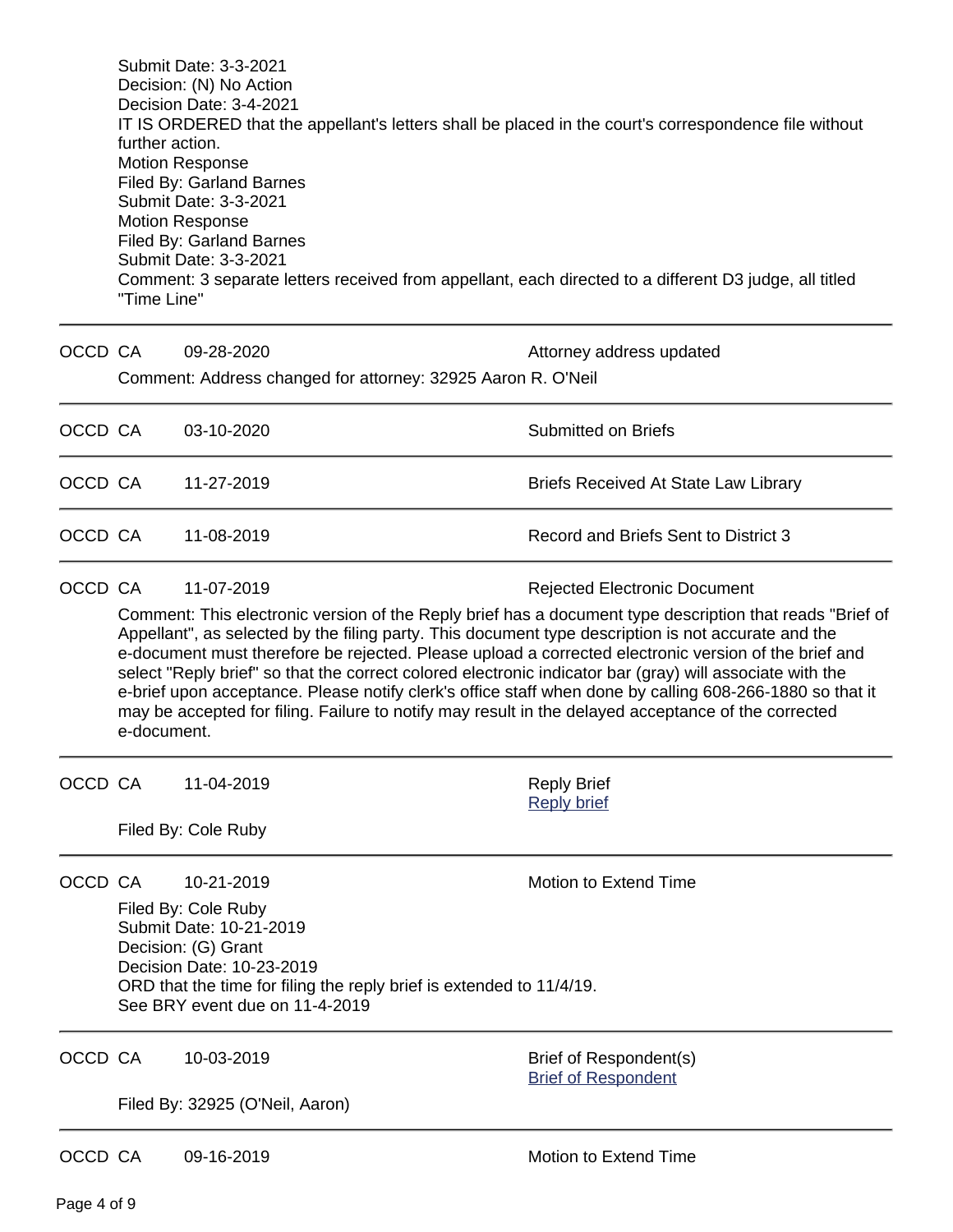Submit Date: 3-3-2021
Decision: (N) No Action
Decision Date: 3-4-2021
IT IS ORDERED that the appellant's letters shall be placed in the court's correspondence file without further action.
Motion Response
Filed By: Garland Barnes
Submit Date: 3-3-2021
Motion Response
Filed By: Garland Barnes
Submit Date: 3-3-2021
Comment: 3 separate letters received from appellant, each directed to a different D3 judge, all titled "Time Line"

---

OCCD CA 09-28-2020 Attorney address updated

Comment: Address changed for attorney: 32925 Aaron R. O'Neil

---

OCCD CA 03-10-2020 Submitted on Briefs

---

OCCD CA 11-27-2019 Briefs Received At State Law Library

---

OCCD CA 11-08-2019 Record and Briefs Sent to District 3

---

OCCD CA 11-07-2019 Rejected Electronic Document

Comment: This electronic version of the Reply brief has a document type description that reads "Brief of Appellant", as selected by the filing party. This document type description is not accurate and the e-document must therefore be rejected. Please upload a corrected electronic version of the brief and select "Reply brief" so that the correct colored electronic indicator bar (gray) will associate with the e-brief upon acceptance. Please notify clerk's office staff when done by calling 608-266-1880 so that it may be accepted for filing. Failure to notify may result in the delayed acceptance of the corrected e-document.

---

OCCD CA 11-04-2019 Reply Brief
Reply brief

Filed By: Cole Ruby

---

OCCD CA 10-21-2019 Motion to Extend Time

Filed By: Cole Ruby
Submit Date: 10-21-2019
Decision: (G) Grant
Decision Date: 10-23-2019
ORD that the time for filing the reply brief is extended to 11/4/19.
See BRY event due on 11-4-2019

---

OCCD CA 10-03-2019 Brief of Respondent(s)
Brief of Respondent

Filed By: 32925 (O'Neil, Aaron)

---

OCCD CA 09-16-2019 Motion to Extend Time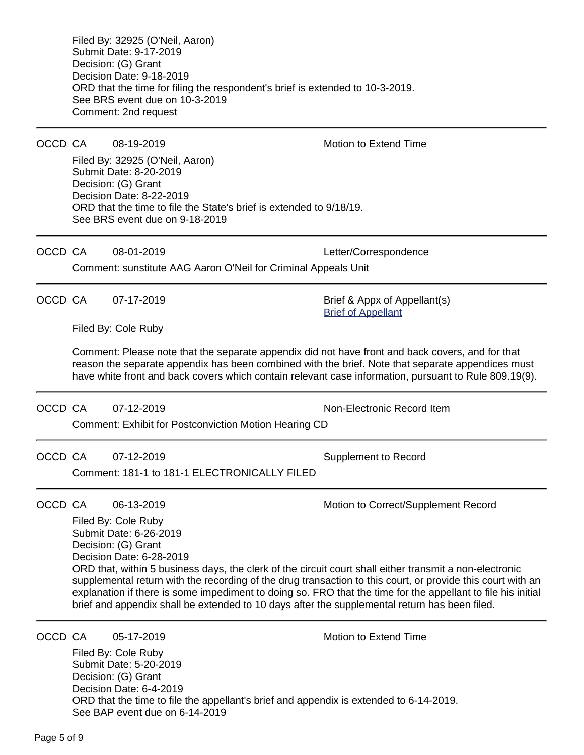Filed By: 32925 (O'Neil, Aaron)
Submit Date: 9-17-2019
Decision: (G) Grant
Decision Date: 9-18-2019
ORD that the time for filing the respondent's brief is extended to 10-3-2019.
See BRS event due on 10-3-2019
Comment: 2nd request

---

OCCD CA 08-19-2019 Motion to Extend Time

Filed By: 32925 (O'Neil, Aaron)
Submit Date: 8-20-2019
Decision: (G) Grant
Decision Date: 8-22-2019
ORD that the time to file the State's brief is extended to 9/18/19.
See BRS event due on 9-18-2019

---

OCCD CA 08-01-2019 Letter/Correspondence

Comment: sunstitute AAG Aaron O'Neil for Criminal Appeals Unit

---

OCCD CA 07-17-2019 Brief & Appx of Appellant(s)
Brief of Appellant

Filed By: Cole Ruby

Comment: Please note that the separate appendix did not have front and back covers, and for that reason the separate appendix has been combined with the brief. Note that separate appendices must have white front and back covers which contain relevant case information, pursuant to Rule 809.19(9).

---

OCCD CA 07-12-2019 Non-Electronic Record Item

Comment: Exhibit for Postconviction Motion Hearing CD

---

OCCD CA 07-12-2019 Supplement to Record

Comment: 181-1 to 181-1 ELECTRONICALLY FILED

---

OCCD CA 06-13-2019 Motion to Correct/Supplement Record

Filed By: Cole Ruby
Submit Date: 6-26-2019
Decision: (G) Grant
Decision Date: 6-28-2019
ORD that, within 5 business days, the clerk of the circuit court shall either transmit a non-electronic supplemental return with the recording of the drug transaction to this court, or provide this court with an explanation if there is some impediment to doing so. FRO that the time for the appellant to file his initial brief and appendix shall be extended to 10 days after the supplemental return has been filed.

---

OCCD CA 05-17-2019 Motion to Extend Time

Filed By: Cole Ruby
Submit Date: 5-20-2019
Decision: (G) Grant
Decision Date: 6-4-2019
ORD that the time to file the appellant's brief and appendix is extended to 6-14-2019.
See BAP event due on 6-14-2019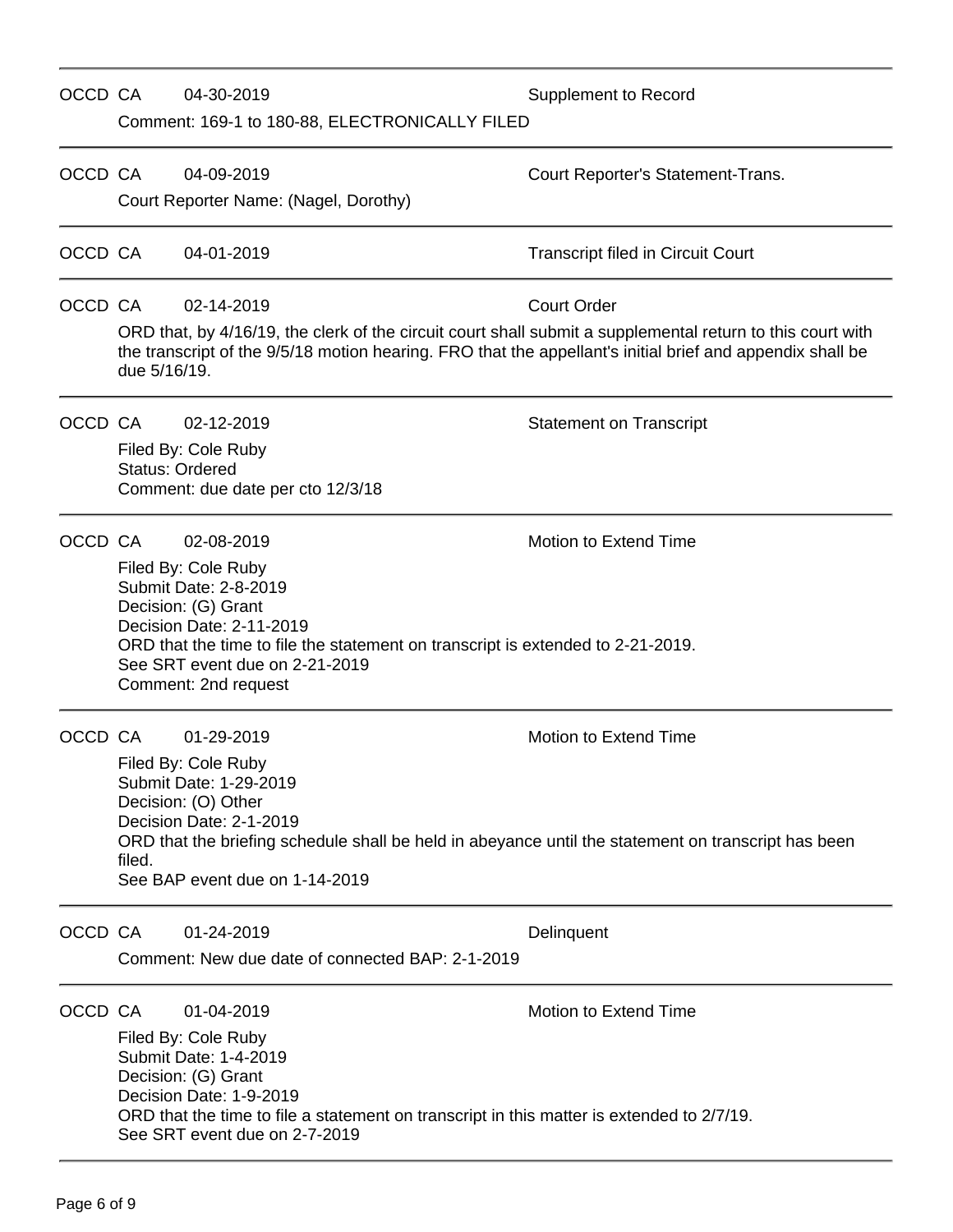---

OCCD CA 04-30-2019 Supplement to Record

Comment: 169-1 to 180-88, ELECTRONICALLY FILED

---

OCCD CA 04-09-2019 Court Reporter's Statement-Trans.

Court Reporter Name: (Nagel, Dorothy)

---

OCCD CA 04-01-2019 Transcript filed in Circuit Court

---

OCCD CA 02-14-2019 Court Order

ORD that, by 4/16/19, the clerk of the circuit court shall submit a supplemental return to this court with the transcript of the 9/5/18 motion hearing. FRO that the appellant's initial brief and appendix shall be due 5/16/19.

---

OCCD CA 02-12-2019 Statement on Transcript

Filed By: Cole Ruby
Status: Ordered
Comment: due date per cto 12/3/18

---

OCCD CA 02-08-2019 Motion to Extend Time

Filed By: Cole Ruby
Submit Date: 2-8-2019
Decision: (G) Grant
Decision Date: 2-11-2019
ORD that the time to file the statement on transcript is extended to 2-21-2019.
See SRT event due on 2-21-2019
Comment: 2nd request

---

OCCD CA 01-29-2019 Motion to Extend Time

Filed By: Cole Ruby
Submit Date: 1-29-2019
Decision: (O) Other
Decision Date: 2-1-2019
ORD that the briefing schedule shall be held in abeyance until the statement on transcript has been filed.
See BAP event due on 1-14-2019

---

OCCD CA 01-24-2019 Delinquent

Comment: New due date of connected BAP: 2-1-2019

---

OCCD CA 01-04-2019 Motion to Extend Time

Filed By: Cole Ruby
Submit Date: 1-4-2019
Decision: (G) Grant
Decision Date: 1-9-2019
ORD that the time to file a statement on transcript in this matter is extended to 2/7/19.
See SRT event due on 2-7-2019

---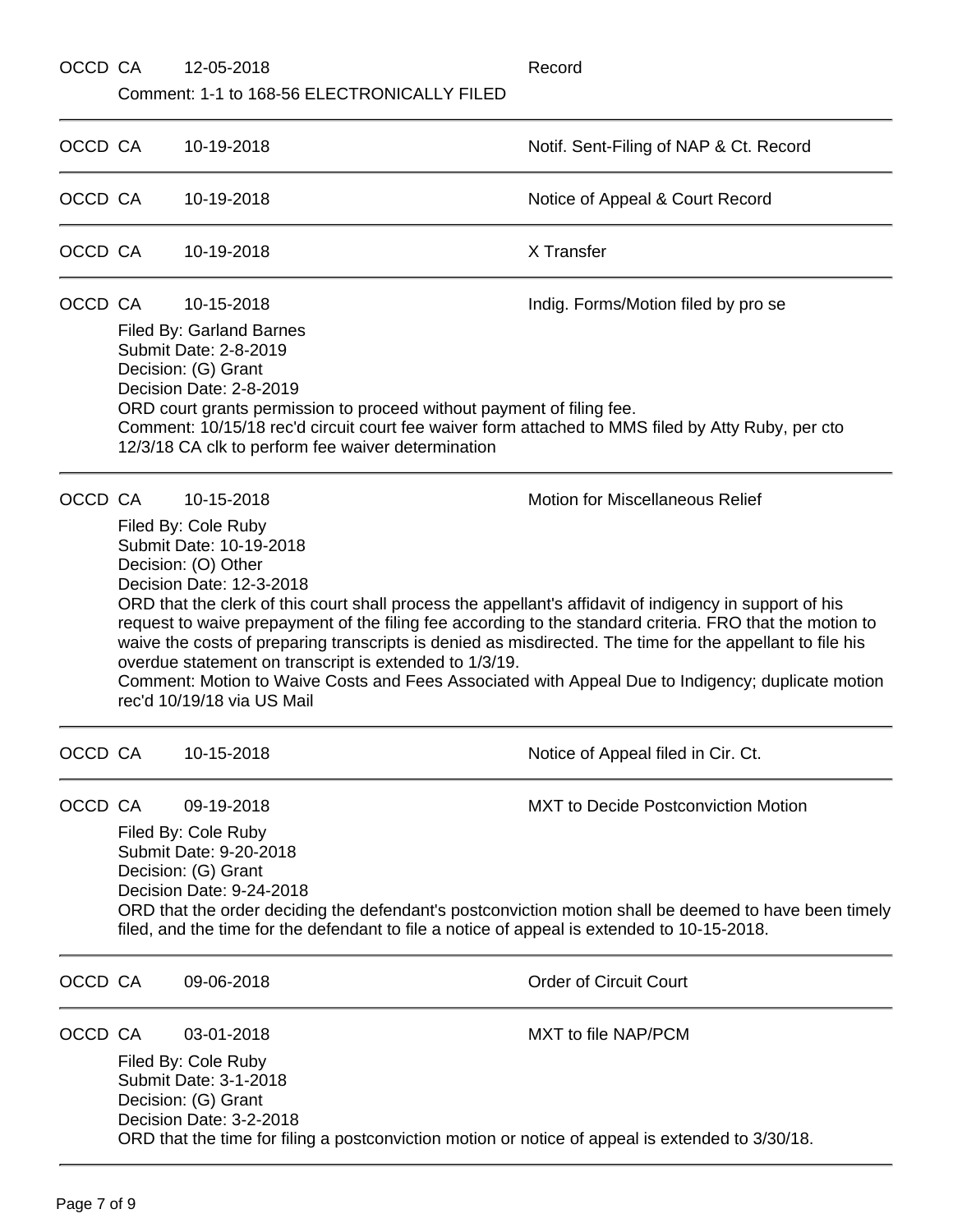OCCD CA 12-05-2018 Record

Comment: 1-1 to 168-56 ELECTRONICALLY FILED

---

OCCD CA 10-19-2018 Notif. Sent-Filing of NAP & Ct. Record

---

OCCD CA 10-19-2018 Notice of Appeal & Court Record

---

OCCD CA 10-19-2018 X Transfer

---

OCCD CA 10-15-2018 Indig. Forms/Motion filed by pro se

Filed By: Garland Barnes
Submit Date: 2-8-2019
Decision: (G) Grant
Decision Date: 2-8-2019
ORD court grants permission to proceed without payment of filing fee.
Comment: 10/15/18 rec'd circuit court fee waiver form attached to MMS filed by Atty Ruby, per cto 12/3/18 CA clk to perform fee waiver determination

---

OCCD CA 10-15-2018 Motion for Miscellaneous Relief

Filed By: Cole Ruby
Submit Date: 10-19-2018
Decision: (O) Other
Decision Date: 12-3-2018
ORD that the clerk of this court shall process the appellant's affidavit of indigency in support of his request to waive prepayment of the filing fee according to the standard criteria. FRO that the motion to waive the costs of preparing transcripts is denied as misdirected. The time for the appellant to file his overdue statement on transcript is extended to 1/3/19.
Comment: Motion to Waive Costs and Fees Associated with Appeal Due to Indigency; duplicate motion rec'd 10/19/18 via US Mail

---

OCCD CA 10-15-2018 Notice of Appeal filed in Cir. Ct.

---

OCCD CA 09-19-2018 MXT to Decide Postconviction Motion

Filed By: Cole Ruby
Submit Date: 9-20-2018
Decision: (G) Grant
Decision Date: 9-24-2018
ORD that the order deciding the defendant's postconviction motion shall be deemed to have been timely filed, and the time for the defendant to file a notice of appeal is extended to 10-15-2018.

---

OCCD CA 09-06-2018 Order of Circuit Court

---

OCCD CA 03-01-2018 MXT to file NAP/PCM

Filed By: Cole Ruby
Submit Date: 3-1-2018
Decision: (G) Grant
Decision Date: 3-2-2018
ORD that the time for filing a postconviction motion or notice of appeal is extended to 3/30/18.

---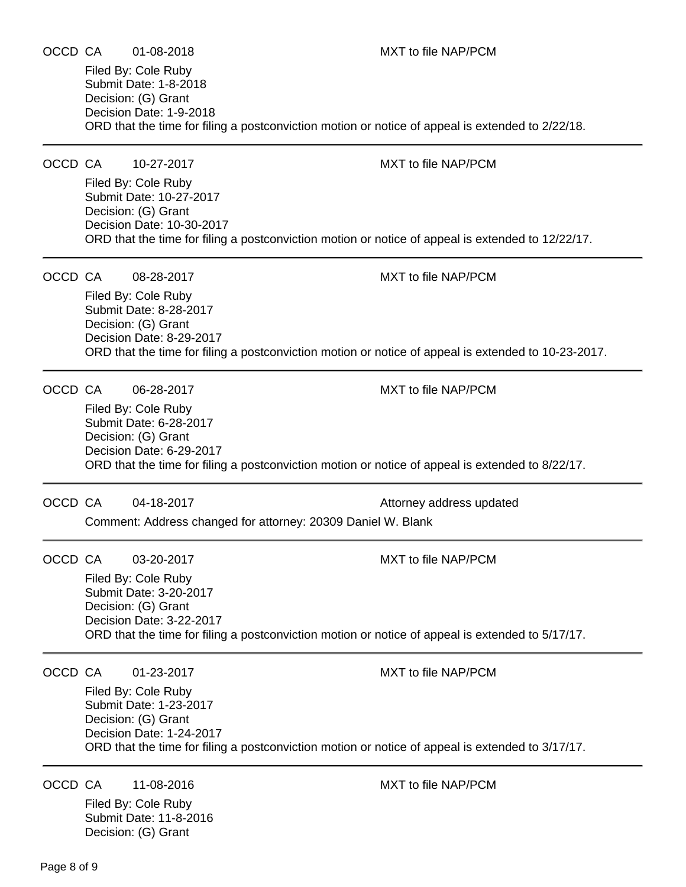OCCD CA 01-08-2018 MXT to file NAP/PCM

Filed By: Cole Ruby
Submit Date: 1-8-2018
Decision: (G) Grant
Decision Date: 1-9-2018
ORD that the time for filing a postconviction motion or notice of appeal is extended to 2/22/18.

---

OCCD CA 10-27-2017 MXT to file NAP/PCM

Filed By: Cole Ruby
Submit Date: 10-27-2017
Decision: (G) Grant
Decision Date: 10-30-2017
ORD that the time for filing a postconviction motion or notice of appeal is extended to 12/22/17.

---

OCCD CA 08-28-2017 MXT to file NAP/PCM

Filed By: Cole Ruby
Submit Date: 8-28-2017
Decision: (G) Grant
Decision Date: 8-29-2017
ORD that the time for filing a postconviction motion or notice of appeal is extended to 10-23-2017.

---

OCCD CA 06-28-2017 MXT to file NAP/PCM

Filed By: Cole Ruby
Submit Date: 6-28-2017
Decision: (G) Grant
Decision Date: 6-29-2017
ORD that the time for filing a postconviction motion or notice of appeal is extended to 8/22/17.

---

OCCD CA 04-18-2017 Attorney address updated

Comment: Address changed for attorney: 20309 Daniel W. Blank

---

OCCD CA 03-20-2017 MXT to file NAP/PCM

Filed By: Cole Ruby
Submit Date: 3-20-2017
Decision: (G) Grant
Decision Date: 3-22-2017
ORD that the time for filing a postconviction motion or notice of appeal is extended to 5/17/17.

---

OCCD CA 01-23-2017 MXT to file NAP/PCM

Filed By: Cole Ruby
Submit Date: 1-23-2017
Decision: (G) Grant
Decision Date: 1-24-2017
ORD that the time for filing a postconviction motion or notice of appeal is extended to 3/17/17.

---

OCCD CA 11-08-2016 MXT to file NAP/PCM

Filed By: Cole Ruby
Submit Date: 11-8-2016
Decision: (G) Grant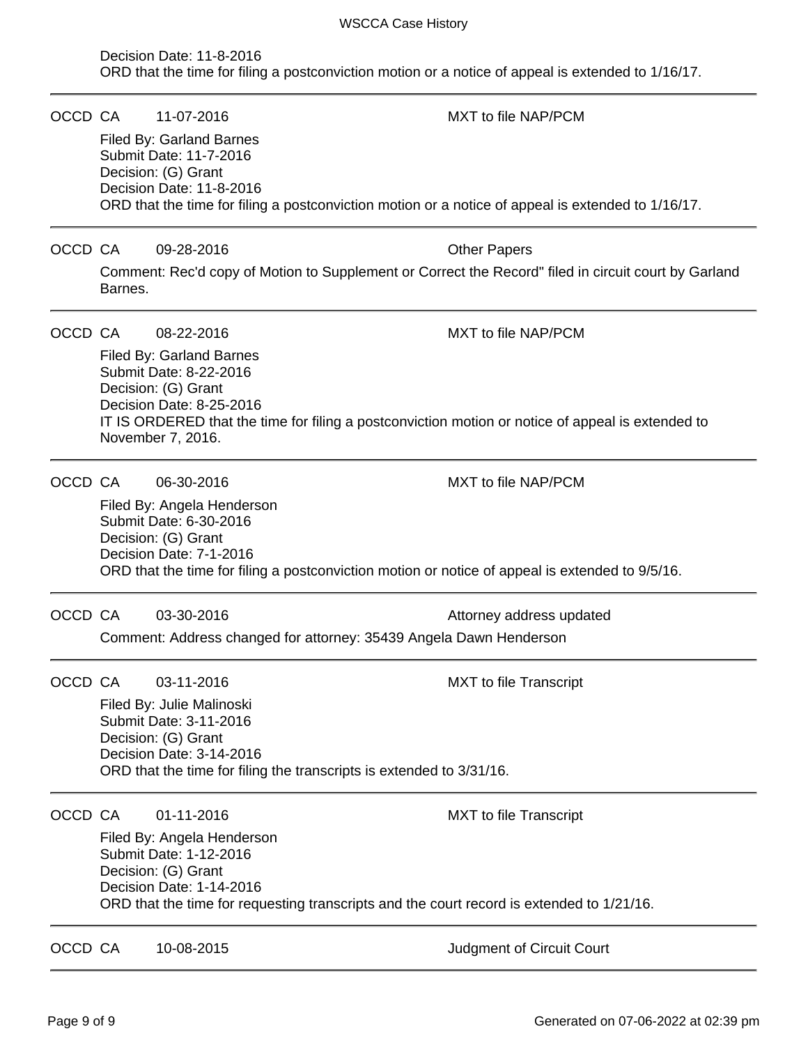Decision Date: 11-8-2016
ORD that the time for filing a postconviction motion or a notice of appeal is extended to 1/16/17.

---

OCCD CA 11-07-2016 MXT to file NAP/PCM

Filed By: Garland Barnes
Submit Date: 11-7-2016
Decision: (G) Grant
Decision Date: 11-8-2016
ORD that the time for filing a postconviction motion or a notice of appeal is extended to 1/16/17.

---

OCCD CA 09-28-2016 Other Papers

Comment: Rec'd copy of Motion to Supplement or Correct the Record" filed in circuit court by Garland Barnes.

---

OCCD CA 08-22-2016 MXT to file NAP/PCM

Filed By: Garland Barnes
Submit Date: 8-22-2016
Decision: (G) Grant
Decision Date: 8-25-2016
IT IS ORDERED that the time for filing a postconviction motion or notice of appeal is extended to November 7, 2016.

---

OCCD CA 06-30-2016 MXT to file NAP/PCM

Filed By: Angela Henderson
Submit Date: 6-30-2016
Decision: (G) Grant
Decision Date: 7-1-2016
ORD that the time for filing a postconviction motion or notice of appeal is extended to 9/5/16.

---

OCCD CA 03-30-2016 Attorney address updated

Comment: Address changed for attorney: 35439 Angela Dawn Henderson

---

OCCD CA 03-11-2016 MXT to file Transcript

Filed By: Julie Malinoski
Submit Date: 3-11-2016
Decision: (G) Grant
Decision Date: 3-14-2016
ORD that the time for filing the transcripts is extended to 3/31/16.

---

OCCD CA 01-11-2016 MXT to file Transcript

Filed By: Angela Henderson
Submit Date: 1-12-2016
Decision: (G) Grant
Decision Date: 1-14-2016
ORD that the time for requesting transcripts and the court record is extended to 1/21/16.

---

OCCD CA 10-08-2015 Judgment of Circuit Court

---